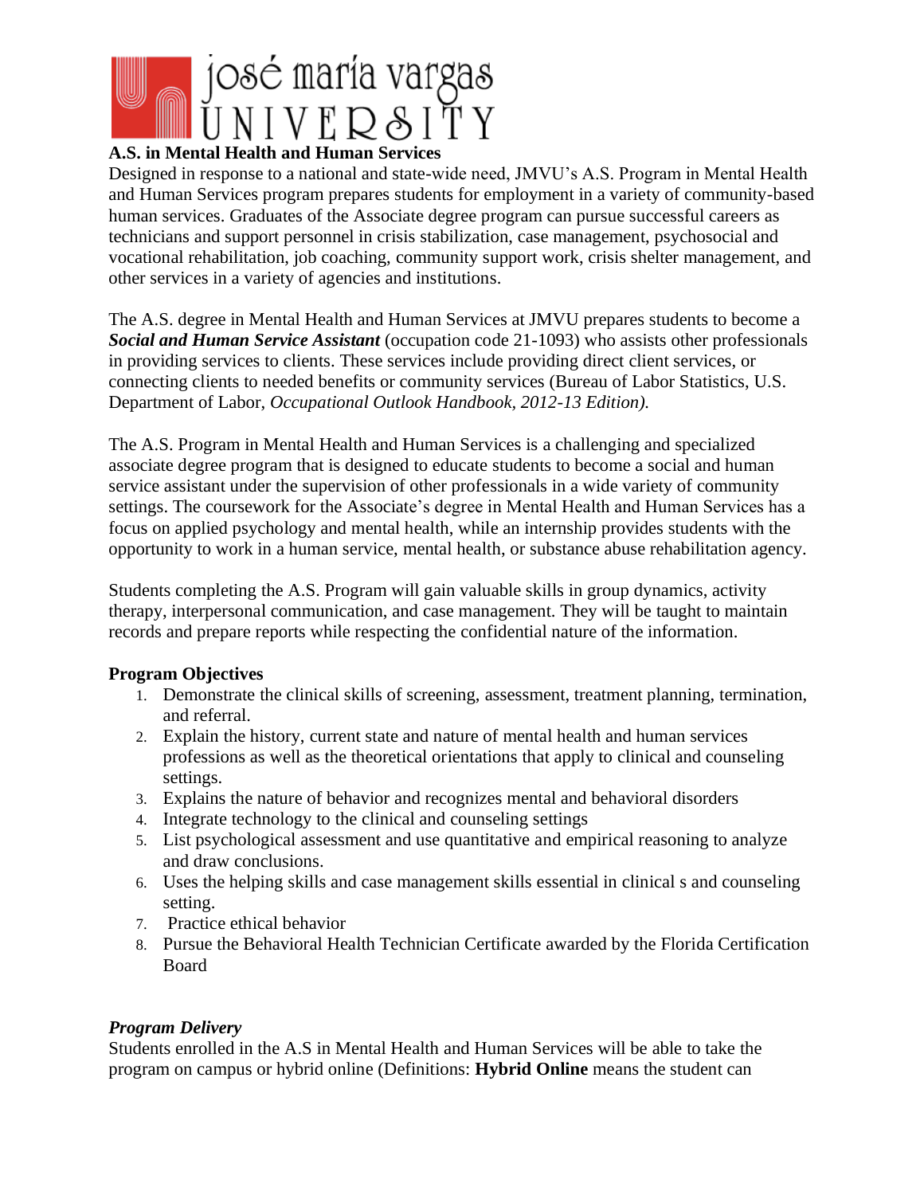**A.S. in Mental Health and Human Services**

Designed in response to a national and state-wide need, JMVU's A.S. Program in Mental Health and Human Services program prepares students for employment in a variety of community-based human services. Graduates of the Associate degree program can pursue successful careers as technicians and support personnel in crisis stabilization, case management, psychosocial and vocational rehabilitation, job coaching, community support work, crisis shelter management, and other services in a variety of agencies and institutions.

The A.S. degree in Mental Health and Human Services at JMVU prepares students to become a ***Social and Human Service Assistant*** (occupation code 21-1093) who assists other professionals in providing services to clients. These services include providing direct client services, or connecting clients to needed benefits or community services (Bureau of Labor Statistics, U.S. Department of Labor, *Occupational Outlook Handbook, 2012-13 Edition).*

The A.S. Program in Mental Health and Human Services is a challenging and specialized associate degree program that is designed to educate students to become a social and human service assistant under the supervision of other professionals in a wide variety of community settings. The coursework for the Associate's degree in Mental Health and Human Services has a focus on applied psychology and mental health, while an internship provides students with the opportunity to work in a human service, mental health, or substance abuse rehabilitation agency.

Students completing the A.S. Program will gain valuable skills in group dynamics, activity therapy, interpersonal communication, and case management. They will be taught to maintain records and prepare reports while respecting the confidential nature of the information.

**Program Objectives**

1. Demonstrate the clinical skills of screening, assessment, treatment planning, termination, and referral.
2. Explain the history, current state and nature of mental health and human services professions as well as the theoretical orientations that apply to clinical and counseling settings.
3. Explains the nature of behavior and recognizes mental and behavioral disorders
4. Integrate technology to the clinical and counseling settings
5. List psychological assessment and use quantitative and empirical reasoning to analyze and draw conclusions.
6. Uses the helping skills and case management skills essential in clinical s and counseling setting.
7. Practice ethical behavior
8. Pursue the Behavioral Health Technician Certificate awarded by the Florida Certification Board

***Program Delivery***

Students enrolled in the A.S in Mental Health and Human Services will be able to take the program on campus or hybrid online (Definitions: **Hybrid Online** means the student can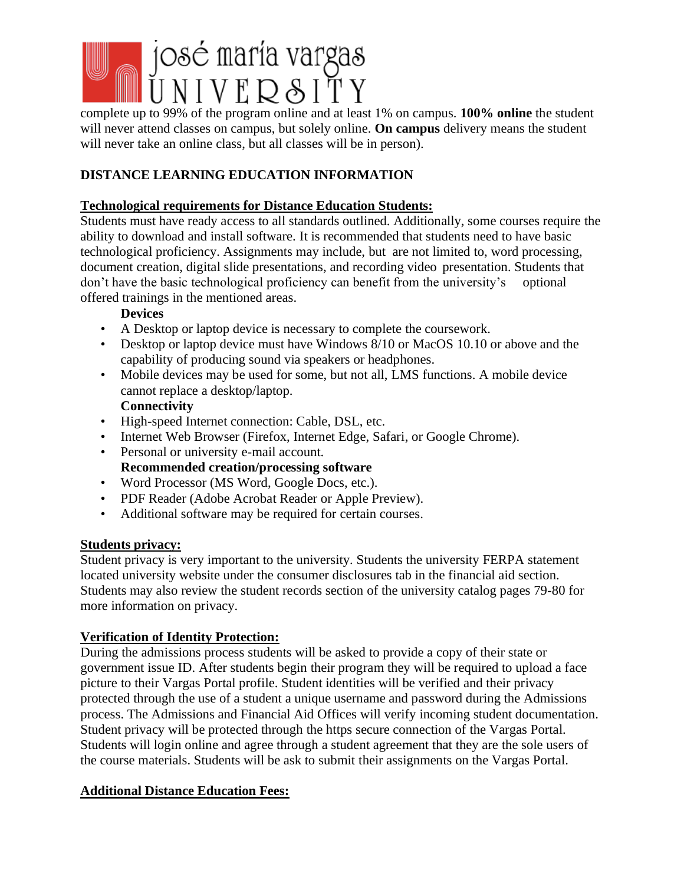complete up to 99% of the program online and at least 1% on campus. **100% online** the student will never attend classes on campus, but solely online. **On campus** delivery means the student will never take an online class, but all classes will be in person).

## DISTANCE LEARNING EDUCATION INFORMATION

### Technological requirements for Distance Education Students:

Students must have ready access to all standards outlined. Additionally, some courses require the ability to download and install software. It is recommended that students need to have basic technological proficiency. Assignments may include, but are not limited to, word processing, document creation, digital slide presentations, and recording video presentation. Students that don't have the basic technological proficiency can benefit from the university's optional offered trainings in the mentioned areas.

**Devices**

- A Desktop or laptop device is necessary to complete the coursework.
- Desktop or laptop device must have Windows 8/10 or MacOS 10.10 or above and the capability of producing sound via speakers or headphones.
- Mobile devices may be used for some, but not all, LMS functions. A mobile device cannot replace a desktop/laptop.

**Connectivity**

- High-speed Internet connection: Cable, DSL, etc.
- Internet Web Browser (Firefox, Internet Edge, Safari, or Google Chrome).
- Personal or university e-mail account.

**Recommended creation/processing software**

- Word Processor (MS Word, Google Docs, etc.).
- PDF Reader (Adobe Acrobat Reader or Apple Preview).
- Additional software may be required for certain courses.

### Students privacy:

Student privacy is very important to the university. Students the university FERPA statement located university website under the consumer disclosures tab in the financial aid section. Students may also review the student records section of the university catalog pages 79-80 for more information on privacy.

### Verification of Identity Protection:

During the admissions process students will be asked to provide a copy of their state or government issue ID. After students begin their program they will be required to upload a face picture to their Vargas Portal profile. Student identities will be verified and their privacy protected through the use of a student a unique username and password during the Admissions process. The Admissions and Financial Aid Offices will verify incoming student documentation. Student privacy will be protected through the https secure connection of the Vargas Portal. Students will login online and agree through a student agreement that they are the sole users of the course materials. Students will be ask to submit their assignments on the Vargas Portal.

### Additional Distance Education Fees: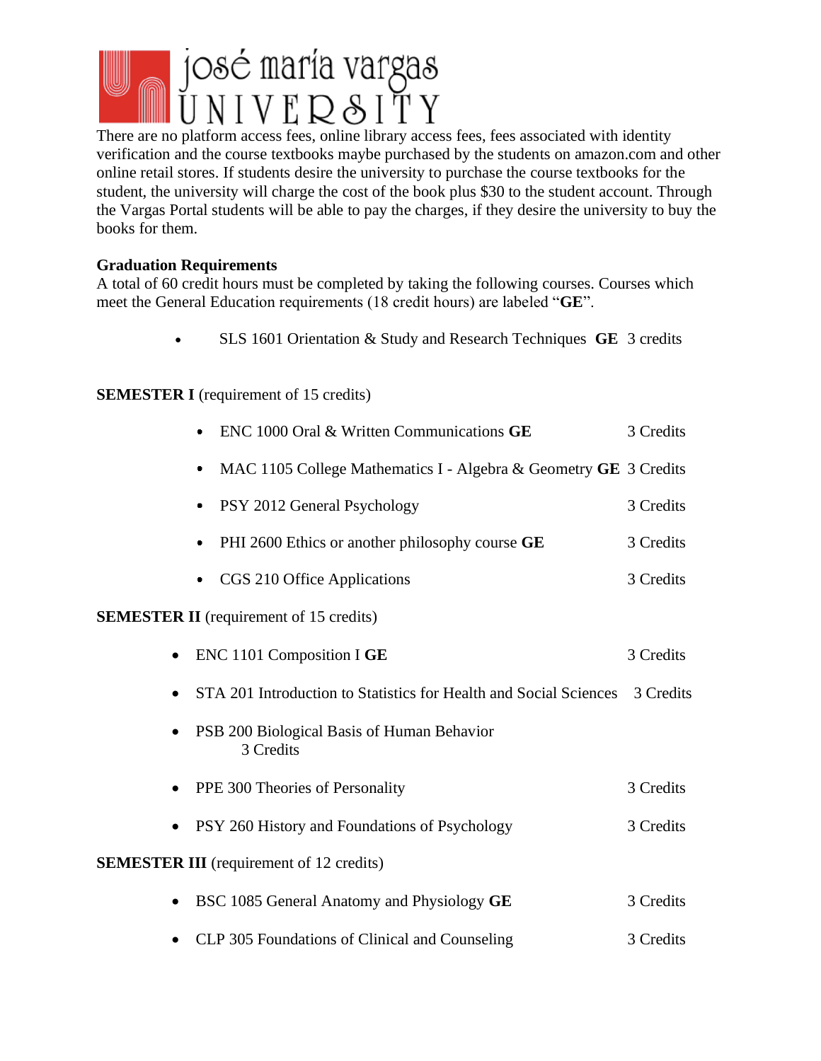There are no platform access fees, online library access fees, fees associated with identity verification and the course textbooks maybe purchased by the students on amazon.com and other online retail stores. If students desire the university to purchase the course textbooks for the student, the university will charge the cost of the book plus $30 to the student account. Through the Vargas Portal students will be able to pay the charges, if they desire the university to buy the books for them.

**Graduation Requirements**

A total of 60 credit hours must be completed by taking the following courses. Courses which meet the General Education requirements (18 credit hours) are labeled "**GE**".

- SLS 1601 Orientation & Study and Research Techniques **GE** 3 credits

**SEMESTER I** (requirement of 15 credits)

- ENC 1000 Oral & Written Communications **GE** 3 Credits
- MAC 1105 College Mathematics I - Algebra & Geometry **GE** 3 Credits
- PSY 2012 General Psychology 3 Credits
- PHI 2600 Ethics or another philosophy course **GE** 3 Credits
- CGS 210 Office Applications 3 Credits

**SEMESTER II** (requirement of 15 credits)

- ENC 1101 Composition I **GE** 3 Credits
- STA 201 Introduction to Statistics for Health and Social Sciences 3 Credits
- PSB 200 Biological Basis of Human Behavior 3 Credits
- PPE 300 Theories of Personality 3 Credits
- PSY 260 History and Foundations of Psychology 3 Credits

**SEMESTER III** (requirement of 12 credits)

- BSC 1085 General Anatomy and Physiology **GE** 3 Credits
- CLP 305 Foundations of Clinical and Counseling 3 Credits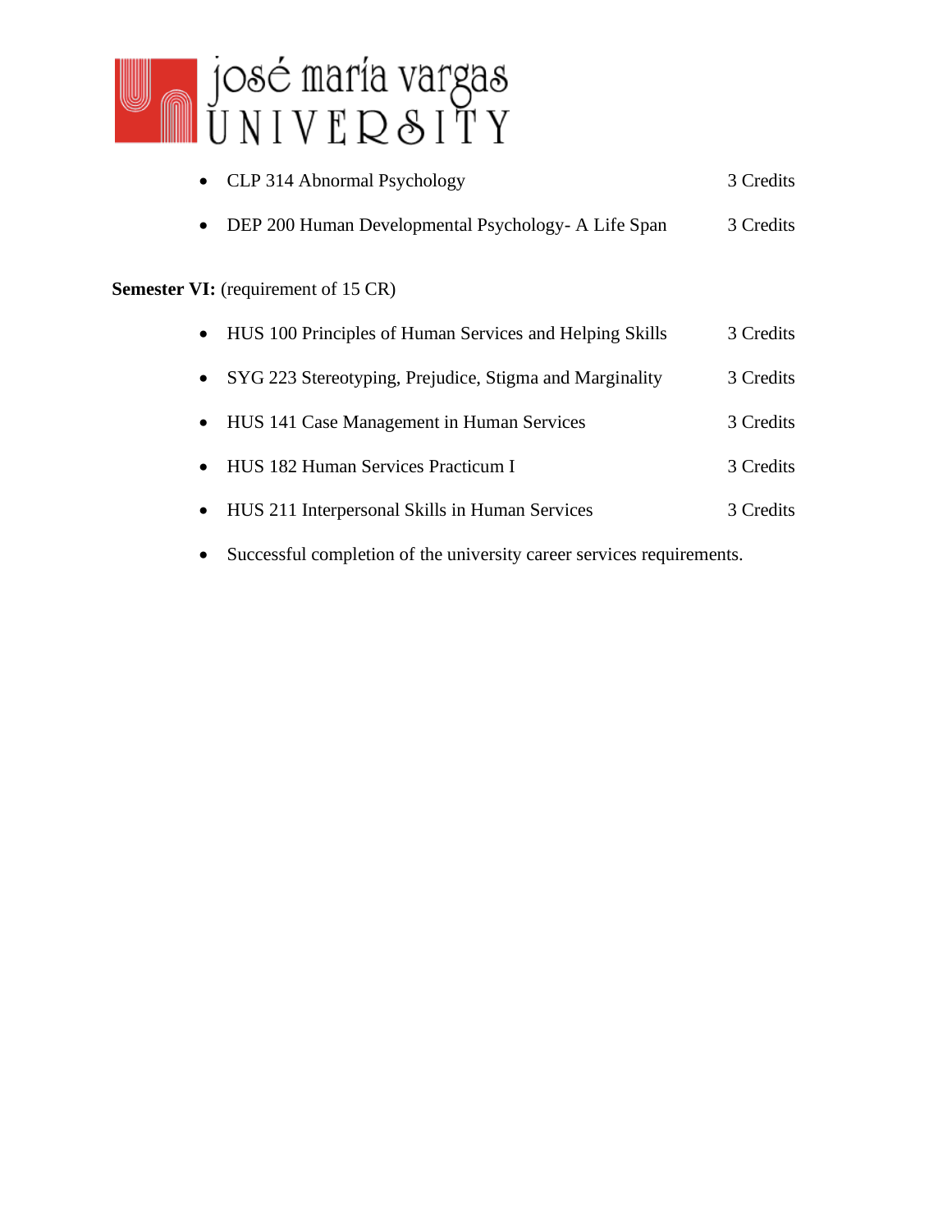- CLP 314 Abnormal Psychology 3 Credits
- DEP 200 Human Developmental Psychology- A Life Span 3 Credits

**Semester VI:** (requirement of 15 CR)

- HUS 100 Principles of Human Services and Helping Skills 3 Credits
- SYG 223 Stereotyping, Prejudice, Stigma and Marginality 3 Credits
- HUS 141 Case Management in Human Services 3 Credits
- HUS 182 Human Services Practicum I 3 Credits
- HUS 211 Interpersonal Skills in Human Services 3 Credits
- Successful completion of the university career services requirements.